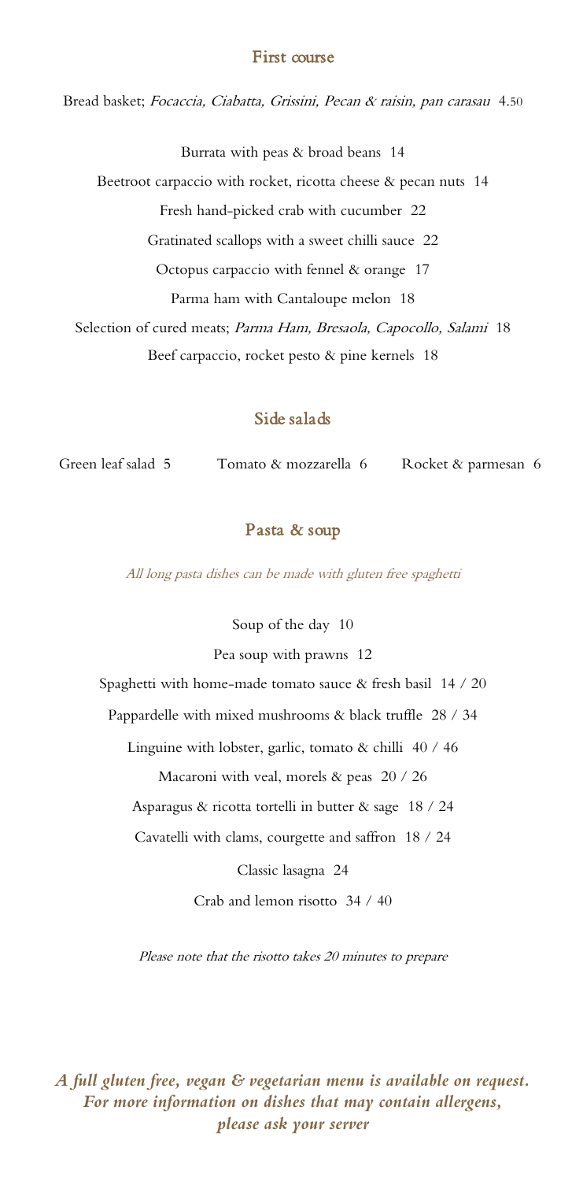## First course

Bread basket; *Focaccia, Ciabatta, Grissini, Pecan & raisin, pan carasau* 4.50

Burrata with peas & broad beans 14

Beetroot carpaccio with rocket, ricotta cheese & pecan nuts 14

Fresh hand-picked crab with cucumber 22

Gratinated scallops with a sweet chilli sauce 22

Octopus carpaccio with fennel & orange 17

Parma ham with Cantaloupe melon 18

Selection of cured meats; *Parma Ham, Bresaola, Capocollo, Salami* 18

Beef carpaccio, rocket pesto & pine kernels 18

## Side salads

Green leaf salad 5 Tomato & mozzarella 6 Rocket & parmesan 6

## Pasta & soup

*All long pasta dishes can be made with gluten free spaghetti*

Soup of the day 10

Pea soup with prawns 12

Spaghetti with home-made tomato sauce & fresh basil 14 / 20

Pappardelle with mixed mushrooms & black truffle 28 / 34

Linguine with lobster, garlic, tomato & chilli 40 / 46

Macaroni with veal, morels & peas 20 / 26

Asparagus & ricotta tortelli in butter & sage 18 / 24

Cavatelli with clams, courgette and saffron 18 / 24

Classic lasagna 24

Crab and lemon risotto 34 / 40

*Please note that the risotto takes 20 minutes to prepare*

***A full gluten free, vegan & vegetarian menu is available on request. For more information on dishes that may contain allergens, please ask your server***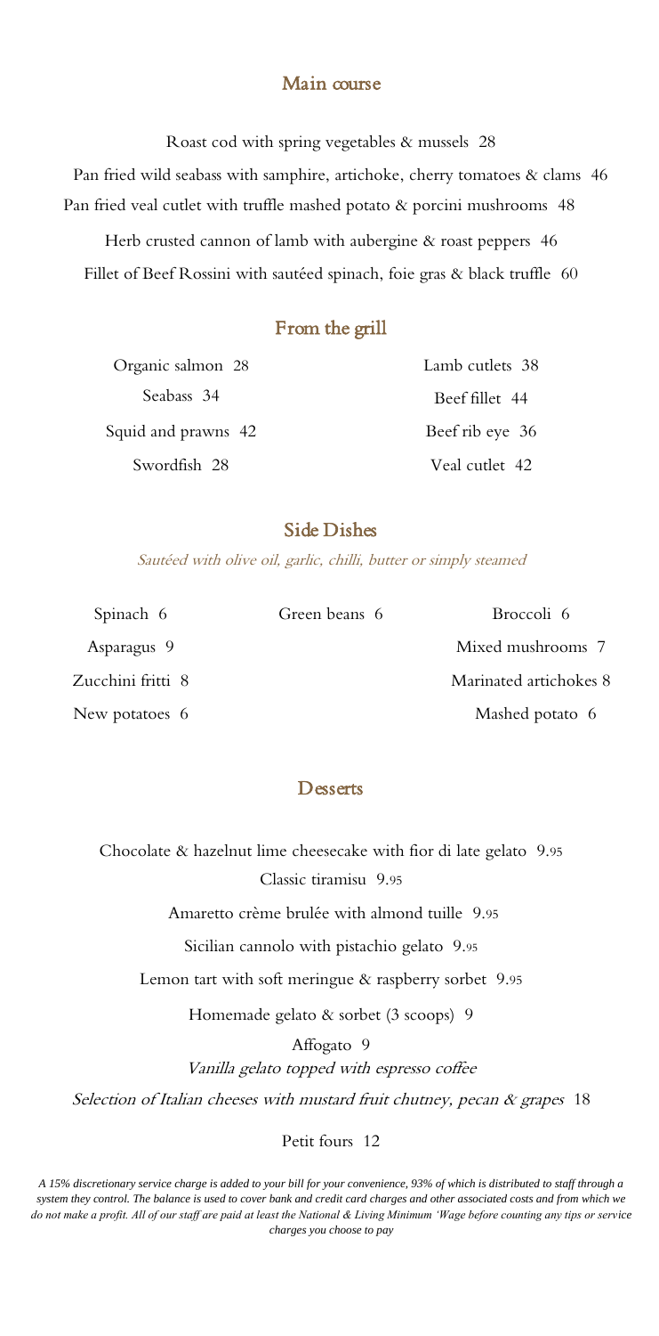## Main course

Roast cod with spring vegetables & mussels 28

Pan fried wild seabass with samphire, artichoke, cherry tomatoes & clams 46

Pan fried veal cutlet with truffle mashed potato & porcini mushrooms 48

Herb crusted cannon of lamb with aubergine & roast peppers 46

Fillet of Beef Rossini with sautéed spinach, foie gras & black truffle 60

## From the grill

Organic salmon 28

Seabass 34

Squid and prawns 42

Swordfish 28

Lamb cutlets 38

Beef fillet 44

Beef rib eye 36

Veal cutlet 42

## Side Dishes

*Sautéed with olive oil, garlic, chilli, butter or simply steamed*

Spinach 6

Green beans 6

Broccoli 6

Asparagus 9

Mixed mushrooms 7

Zucchini fritti 8

Marinated artichokes 8

New potatoes 6

Mashed potato 6

## Desserts

Chocolate & hazelnut lime cheesecake with fior di late gelato 9.95

Classic tiramisu 9.95

Amaretto crème brulée with almond tuille 9.95

Sicilian cannolo with pistachio gelato 9.95

Lemon tart with soft meringue & raspberry sorbet 9.95

Homemade gelato & sorbet (3 scoops) 9

Affogato 9
*Vanilla gelato topped with espresso coffee*

*Selection of Italian cheeses with mustard fruit chutney, pecan & grapes* 18

Petit fours 12

*A 15% discretionary service charge is added to your bill for your convenience, 93% of which is distributed to staff through a system they control. The balance is used to cover bank and credit card charges and other associated costs and from which we do not make a profit. All of our staff are paid at least the National & Living Minimum 'Wage before counting any tips or service charges you choose to pay*